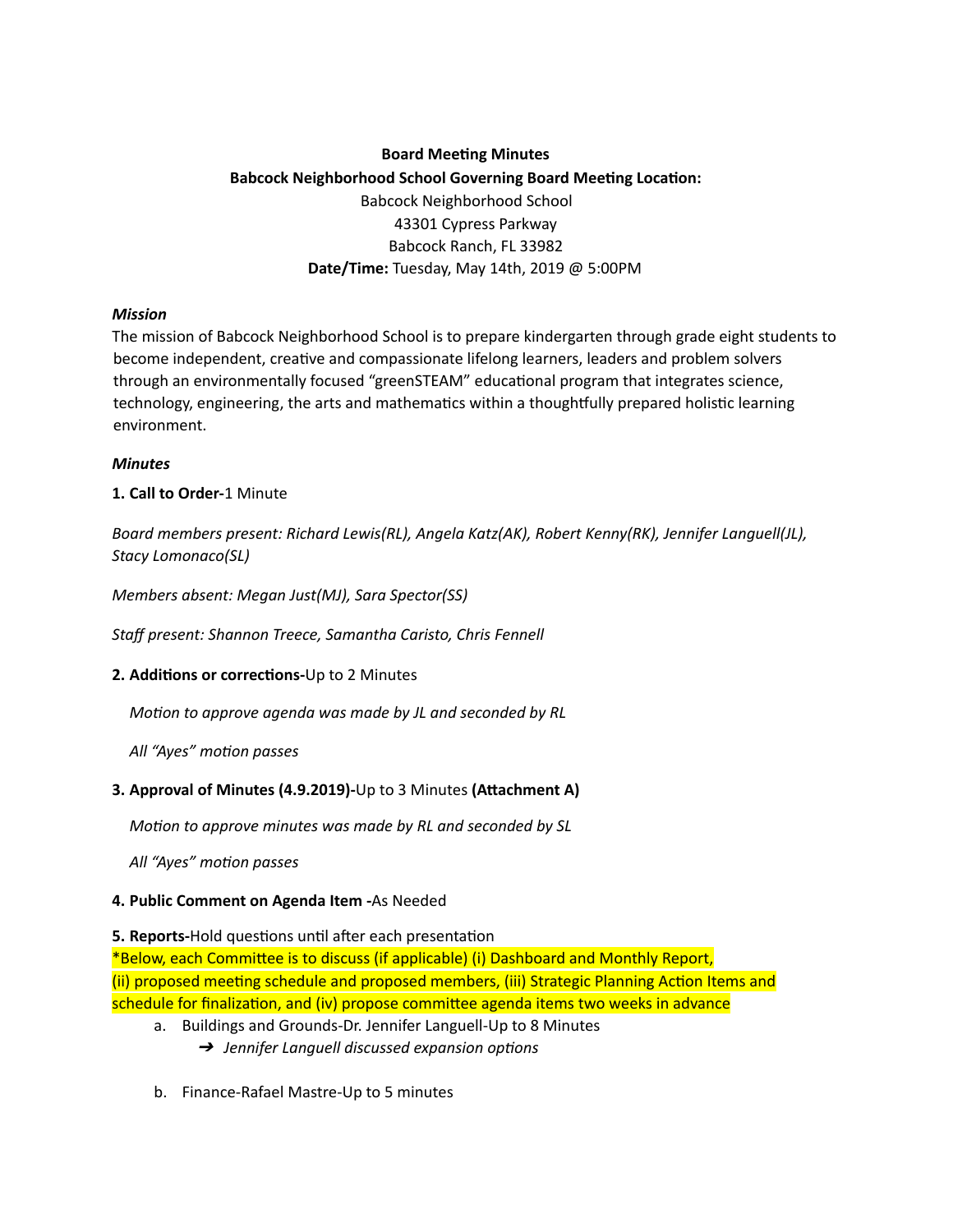**Board Meeting Minutes**

**Babcock Neighborhood School Governing Board Meeting Location:**

Babcock Neighborhood School
43301 Cypress Parkway
Babcock Ranch, FL 33982

**Date/Time:** Tuesday, May 14th, 2019 @ 5:00PM

***Mission***

The mission of Babcock Neighborhood School is to prepare kindergarten through grade eight students to become independent, creative and compassionate lifelong learners, leaders and problem solvers through an environmentally focused "greenSTEAM" educational program that integrates science, technology, engineering, the arts and mathematics within a thoughtfully prepared holistic learning environment.

***Minutes***

**1. Call to Order-**1 Minute

*Board members present: Richard Lewis(RL), Angela Katz(AK), Robert Kenny(RK), Jennifer Languell(JL), Stacy Lomonaco(SL)*

*Members absent: Megan Just(MJ), Sara Spector(SS)*

*Staff present: Shannon Treece, Samantha Caristo, Chris Fennell*

**2. Additions or corrections-**Up to 2 Minutes

*Motion to approve agenda was made by JL and seconded by RL*

*All "Ayes" motion passes*

**3. Approval of Minutes (4.9.2019)-**Up to 3 Minutes **(Attachment A)**

*Motion to approve minutes was made by RL and seconded by SL*

*All "Ayes" motion passes*

**4. Public Comment on Agenda Item -**As Needed

**5. Reports-**Hold questions until after each presentation

*Below, each Committee is to discuss (if applicable) (i) Dashboard and Monthly Report, (ii) proposed meeting schedule and proposed members, (iii) Strategic Planning Action Items and schedule for finalization, and (iv) propose committee agenda items two weeks in advance

a. Buildings and Grounds-Dr. Jennifer Languell-Up to 8 Minutes
   - ➔ *Jennifer Languell discussed expansion options*

b. Finance-Rafael Mastre-Up to 5 minutes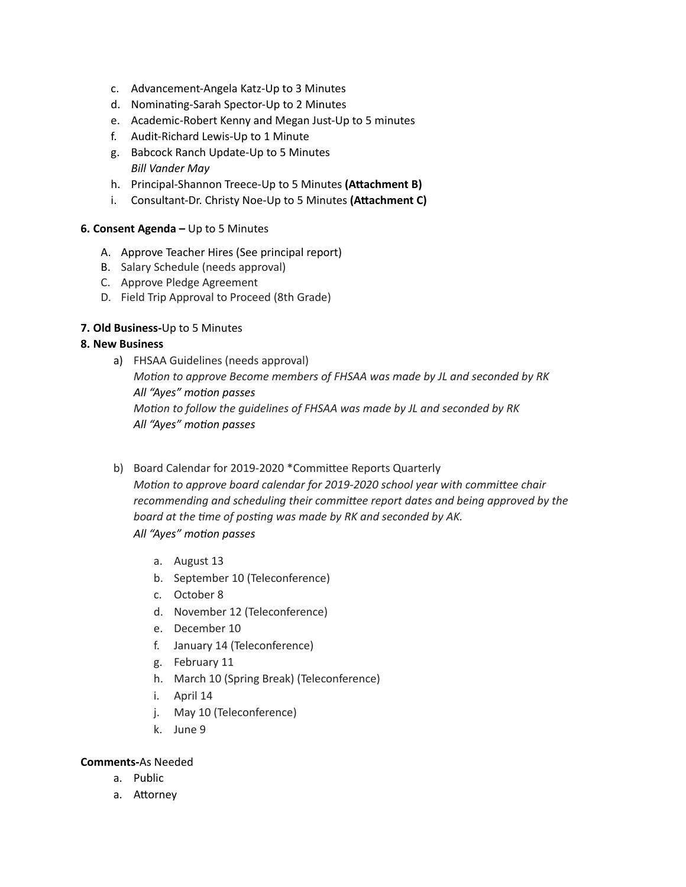c. Advancement-Angela Katz-Up to 3 Minutes
d. Nominating-Sarah Spector-Up to 2 Minutes
e. Academic-Robert Kenny and Megan Just-Up to 5 minutes
f. Audit-Richard Lewis-Up to 1 Minute
g. Babcock Ranch Update-Up to 5 Minutes
   *Bill Vander May*
h. Principal-Shannon Treece-Up to 5 Minutes **(Attachment B)**
i. Consultant-Dr. Christy Noe-Up to 5 Minutes **(Attachment C)**

**6. Consent Agenda –** Up to 5 Minutes

A. Approve Teacher Hires (See principal report)
B. Salary Schedule (needs approval)
C. Approve Pledge Agreement
D. Field Trip Approval to Proceed (8th Grade)

**7. Old Business-**Up to 5 Minutes

**8. New Business**

a) FHSAA Guidelines (needs approval)
   *Motion to approve Become members of FHSAA was made by JL and seconded by RK*
   *All "Ayes" motion passes*
   *Motion to follow the guidelines of FHSAA was made by JL and seconded by RK*
   *All "Ayes" motion passes*

b) Board Calendar for 2019-2020 *Committee Reports Quarterly
   *Motion to approve board calendar for 2019-2020 school year with committee chair recommending and scheduling their committee report dates and being approved by the board at the time of posting was made by RK and seconded by AK.*
   *All "Ayes" motion passes*

   a. August 13
   b. September 10 (Teleconference)
   c. October 8
   d. November 12 (Teleconference)
   e. December 10
   f. January 14 (Teleconference)
   g. February 11
   h. March 10 (Spring Break) (Teleconference)
   i. April 14
   j. May 10 (Teleconference)
   k. June 9

**Comments-**As Needed

a. Public
a. Attorney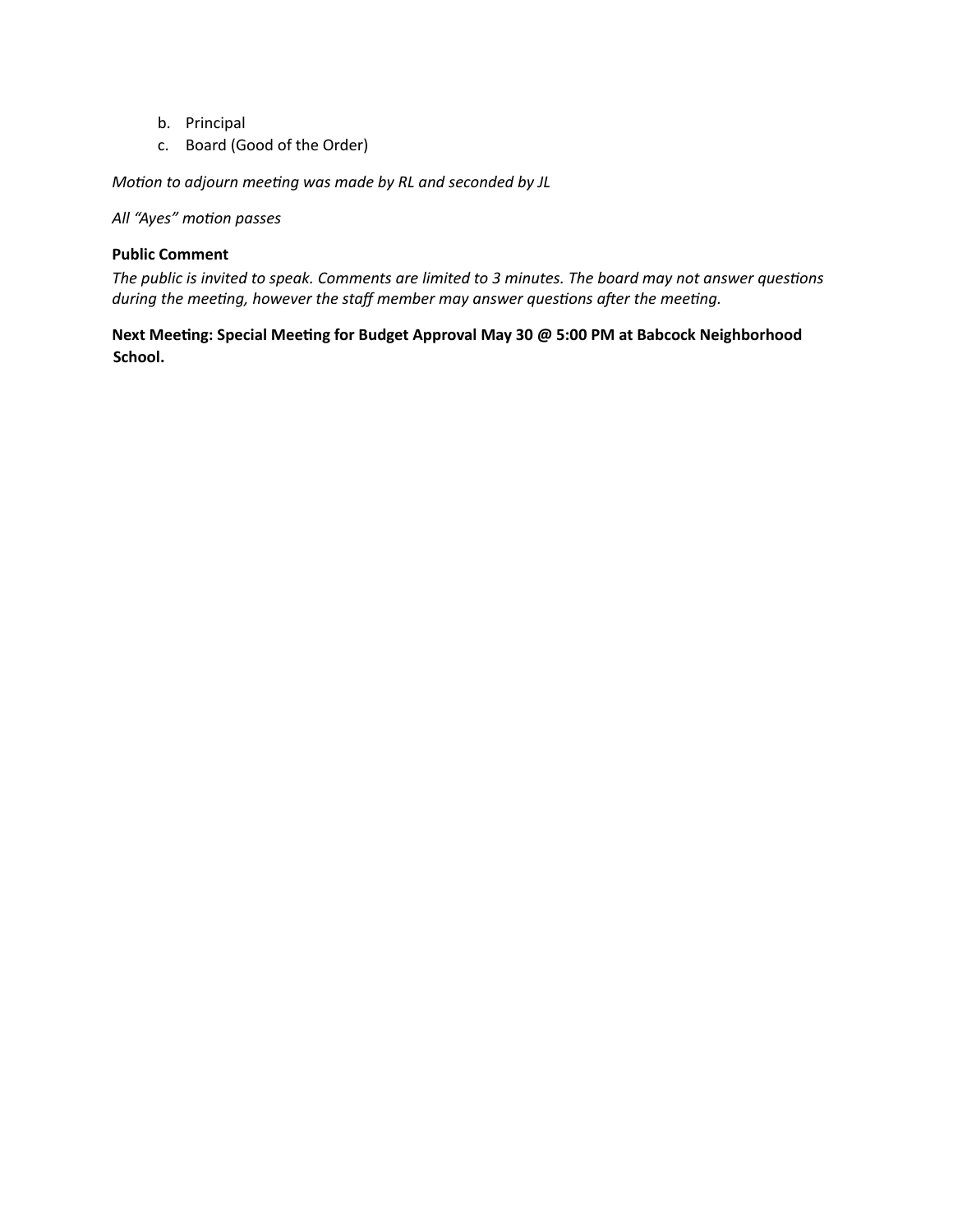b. Principal
c. Board (Good of the Order)

*Motion to adjourn meeting was made by RL and seconded by JL*

*All "Ayes" motion passes*

**Public Comment**

*The public is invited to speak. Comments are limited to 3 minutes. The board may not answer questions during the meeting, however the staff member may answer questions after the meeting.*

**Next Meeting: Special Meeting for Budget Approval May 30 @ 5:00 PM at Babcock Neighborhood School.**